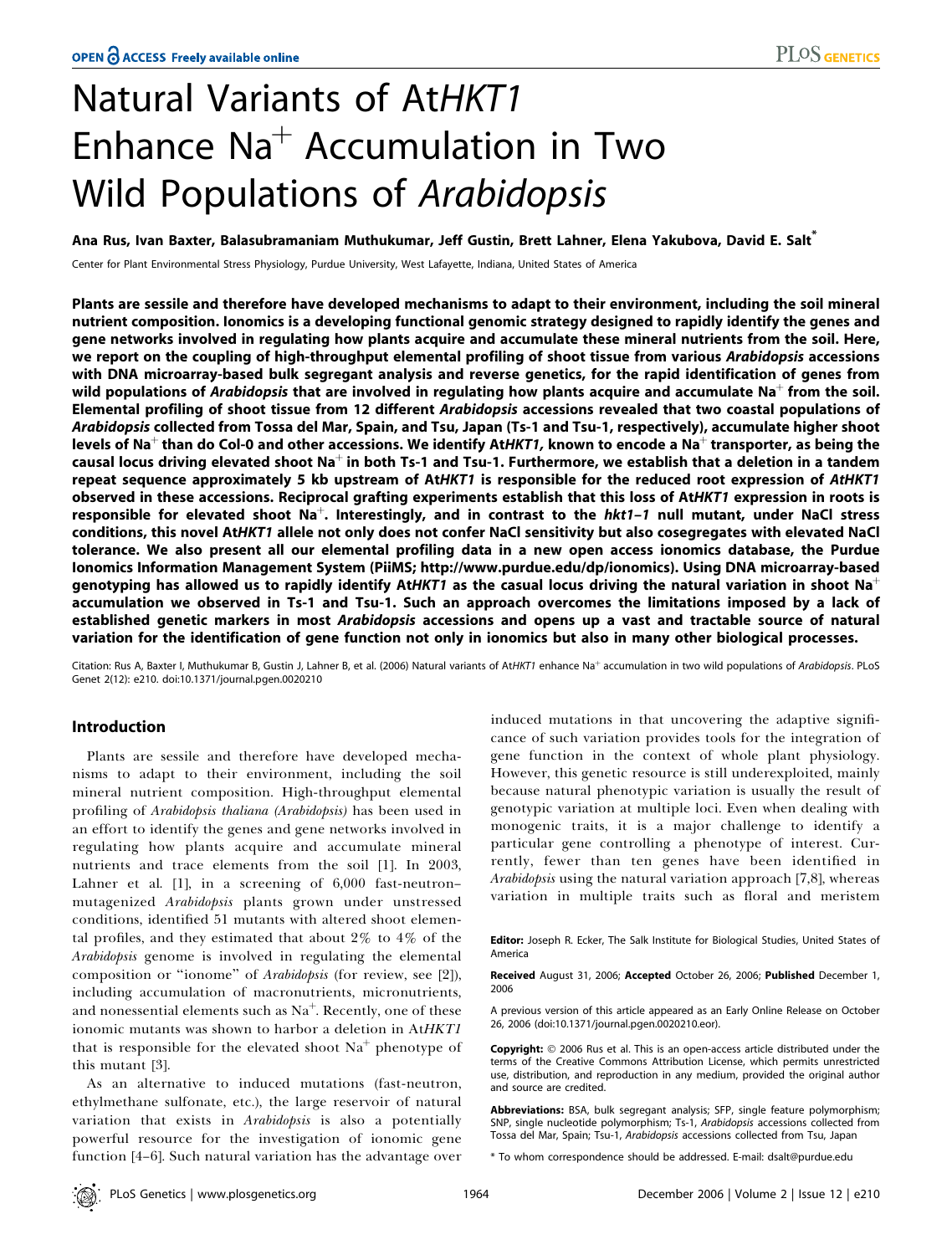# Natural Variants of At*HKT1* Enhance $Na^+$ Accumulation in Two Wild Populations of *Arabidopsis*

**Ana Rus, Ivan Baxter, Balasubramaniam Muthukumar, Jeff Gustin, Brett Lahner, Elena Yakubova, David E. Salt***

Center for Plant Environmental Stress Physiology, Purdue University, West Lafayette, Indiana, United States of America

**Plants are sessile and therefore have developed mechanisms to adapt to their environment, including the soil mineral nutrient composition. Ionomics is a developing functional genomic strategy designed to rapidly identify the genes and gene networks involved in regulating how plants acquire and accumulate these mineral nutrients from the soil. Here, we report on the coupling of high-throughput elemental profiling of shoot tissue from various *Arabidopsis* accessions with DNA microarray-based bulk segregant analysis and reverse genetics, for the rapid identification of genes from wild populations of *Arabidopsis* that are involved in regulating how plants acquire and accumulate $Na^+$ from the soil. Elemental profiling of shoot tissue from 12 different *Arabidopsis* accessions revealed that two coastal populations of *Arabidopsis* collected from Tossa del Mar, Spain, and Tsu, Japan (Ts-1 and Tsu-1, respectively), accumulate higher shoot levels of $Na^+$ than do Col-0 and other accessions. We identify At*HKT1*, known to encode a $Na^+$ transporter, as being the causal locus driving elevated shoot $Na^+$ in both Ts-1 and Tsu-1. Furthermore, we establish that a deletion in a tandem repeat sequence approximately 5 kb upstream of At*HKT1* is responsible for the reduced root expression of *AtHKT1* observed in these accessions. Reciprocal grafting experiments establish that this loss of At*HKT1* expression in roots is responsible for elevated shoot $Na^+$. Interestingly, and in contrast to the *hkt1–1* null mutant, under NaCl stress conditions, this novel At*HKT1* allele not only does not confer NaCl sensitivity but also cosegregates with elevated NaCl tolerance. We also present all our elemental profiling data in a new open access ionomics database, the Purdue Ionomics Information Management System (PiiMS; http://www.purdue.edu/dp/ionomics). Using DNA microarray-based genotyping has allowed us to rapidly identify At*HKT1* as the casual locus driving the natural variation in shoot $Na^+$ accumulation we observed in Ts-1 and Tsu-1. Such an approach overcomes the limitations imposed by a lack of established genetic markers in most *Arabidopsis* accessions and opens up a vast and tractable source of natural variation for the identification of gene function not only in ionomics but also in many other biological processes.**

Citation: Rus A, Baxter I, Muthukumar B, Gustin J, Lahner B, et al. (2006) Natural variants of At*HKT1* enhance $Na^+$ accumulation in two wild populations of *Arabidopsis*. PLoS Genet 2(12): e210. doi:10.1371/journal.pgen.0020210

## Introduction

Plants are sessile and therefore have developed mechanisms to adapt to their environment, including the soil mineral nutrient composition. High-throughput elemental profiling of *Arabidopsis thaliana (Arabidopsis)* has been used in an effort to identify the genes and gene networks involved in regulating how plants acquire and accumulate mineral nutrients and trace elements from the soil [1]. In 2003, Lahner et al. [1], in a screening of 6,000 fast-neutron–mutagenized *Arabidopsis* plants grown under unstressed conditions, identified 51 mutants with altered shoot elemental profiles, and they estimated that about 2% to 4% of the *Arabidopsis* genome is involved in regulating the elemental composition or "ionome" of *Arabidopsis* (for review, see [2]), including accumulation of macronutrients, micronutrients, and nonessential elements such as $Na^+$. Recently, one of these ionomic mutants was shown to harbor a deletion in At*HKT1* that is responsible for the elevated shoot $Na^+$ phenotype of this mutant [3].

As an alternative to induced mutations (fast-neutron, ethylmethane sulfonate, etc.), the large reservoir of natural variation that exists in *Arabidopsis* is also a potentially powerful resource for the investigation of ionomic gene function [4–6]. Such natural variation has the advantage over induced mutations in that uncovering the adaptive significance of such variation provides tools for the integration of gene function in the context of whole plant physiology. However, this genetic resource is still underexploited, mainly because natural phenotypic variation is usually the result of genotypic variation at multiple loci. Even when dealing with monogenic traits, it is a major challenge to identify a particular gene controlling a phenotype of interest. Currently, fewer than ten genes have been identified in *Arabidopsis* using the natural variation approach [7,8], whereas variation in multiple traits such as floral and meristem

**Editor:** Joseph R. Ecker, The Salk Institute for Biological Studies, United States of America

**Received** August 31, 2006; **Accepted** October 26, 2006; **Published** December 1, 2006

A previous version of this article appeared as an Early Online Release on October 26, 2006 (doi:10.1371/journal.pgen.0020210.eor).

**Copyright:** © 2006 Rus et al. This is an open-access article distributed under the terms of the Creative Commons Attribution License, which permits unrestricted use, distribution, and reproduction in any medium, provided the original author and source are credited.

**Abbreviations:** BSA, bulk segregant analysis; SFP, single feature polymorphism; SNP, single nucleotide polymorphism; Ts-1, *Arabidopsis* accessions collected from Tossa del Mar, Spain; Tsu-1, *Arabidopsis* accessions collected from Tsu, Japan

\* To whom correspondence should be addressed. E-mail: dsalt@purdue.edu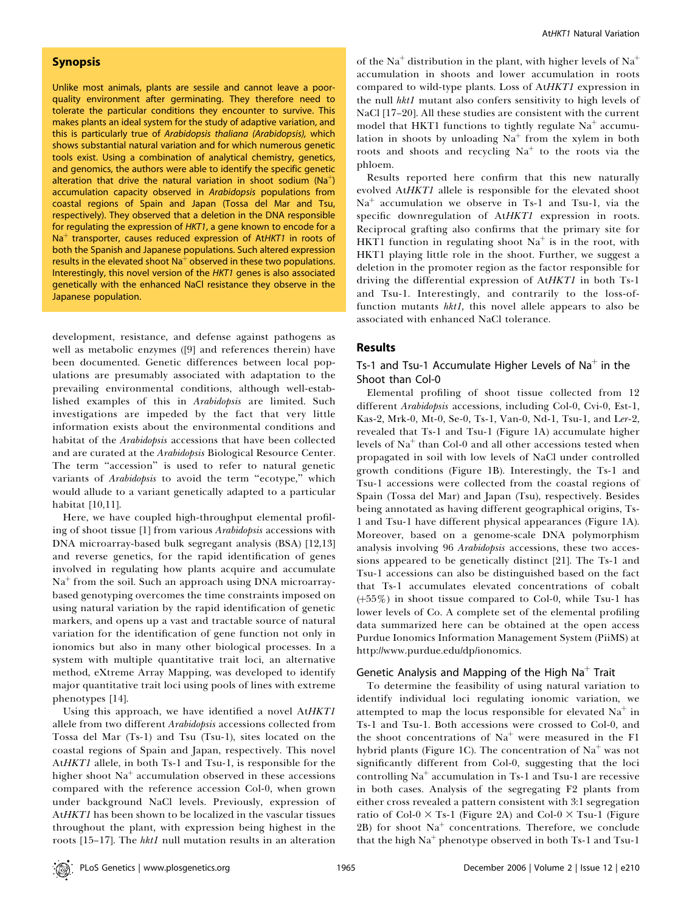## Synopsis

Unlike most animals, plants are sessile and cannot leave a poor-quality environment after germinating. They therefore need to tolerate the particular conditions they encounter to survive. This makes plants an ideal system for the study of adaptive variation, and this is particularly true of *Arabidopsis thaliana (Arabidopsis),* which shows substantial natural variation and for which numerous genetic tools exist. Using a combination of analytical chemistry, genetics, and genomics, the authors were able to identify the specific genetic alteration that drive the natural variation in shoot sodium ($Na^+$) accumulation capacity observed in *Arabidopsis* populations from coastal regions of Spain and Japan (Tossa del Mar and Tsu, respectively). They observed that a deletion in the DNA responsible for regulating the expression of *HKT1*, a gene known to encode for a $Na^+$ transporter, causes reduced expression of At*HKT1* in roots of both the Spanish and Japanese populations. Such altered expression results in the elevated shoot $Na^+$ observed in these two populations. Interestingly, this novel version of the *HKT1* genes is also associated genetically with the enhanced NaCl resistance they observe in the Japanese population.

development, resistance, and defense against pathogens as well as metabolic enzymes ([9] and references therein) have been documented. Genetic differences between local populations are presumably associated with adaptation to the prevailing environmental conditions, although well-established examples of this in *Arabidopsis* are limited. Such investigations are impeded by the fact that very little information exists about the environmental conditions and habitat of the *Arabidopsis* accessions that have been collected and are curated at the *Arabidopsis* Biological Resource Center. The term "accession" is used to refer to natural genetic variants of *Arabidopsis* to avoid the term "ecotype," which would allude to a variant genetically adapted to a particular habitat [10,11].

Here, we have coupled high-throughput elemental profiling of shoot tissue [1] from various *Arabidopsis* accessions with DNA microarray-based bulk segregant analysis (BSA) [12,13] and reverse genetics, for the rapid identification of genes involved in regulating how plants acquire and accumulate $Na^+$ from the soil. Such an approach using DNA microarray-based genotyping overcomes the time constraints imposed on using natural variation by the rapid identification of genetic markers, and opens up a vast and tractable source of natural variation for the identification of gene function not only in ionomics but also in many other biological processes. In a system with multiple quantitative trait loci, an alternative method, eXtreme Array Mapping, was developed to identify major quantitative trait loci using pools of lines with extreme phenotypes [14].

Using this approach, we have identified a novel At*HKT1* allele from two different *Arabidopsis* accessions collected from Tossa del Mar (Ts-1) and Tsu (Tsu-1), sites located on the coastal regions of Spain and Japan, respectively. This novel At*HKT1* allele, in both Ts-1 and Tsu-1, is responsible for the higher shoot $Na^+$ accumulation observed in these accessions compared with the reference accession Col-0, when grown under background NaCl levels. Previously, expression of At*HKT1* has been shown to be localized in the vascular tissues throughout the plant, with expression being highest in the roots [15–17]. The *hkt1* null mutation results in an alteration of the $Na^+$ distribution in the plant, with higher levels of $Na^+$ accumulation in shoots and lower accumulation in roots compared to wild-type plants. Loss of At*HKT1* expression in the null *hkt1* mutant also confers sensitivity to high levels of NaCl [17–20]. All these studies are consistent with the current model that HKT1 functions to tightly regulate $Na^+$ accumulation in shoots by unloading $Na^+$ from the xylem in both roots and shoots and recycling $Na^+$ to the roots via the phloem.

Results reported here confirm that this new naturally evolved At*HKT1* allele is responsible for the elevated shoot $Na^+$ accumulation we observe in Ts-1 and Tsu-1, via the specific downregulation of At*HKT1* expression in roots. Reciprocal grafting also confirms that the primary site for HKT1 function in regulating shoot $Na^+$ is in the root, with HKT1 playing little role in the shoot. Further, we suggest a deletion in the promoter region as the factor responsible for driving the differential expression of At*HKT1* in both Ts-1 and Tsu-1. Interestingly, and contrarily to the loss-of-function mutants *hkt1*, this novel allele appears to also be associated with enhanced NaCl tolerance.

## Results

### Ts-1 and Tsu-1 Accumulate Higher Levels of $Na^+$ in the Shoot than Col-0

Elemental profiling of shoot tissue collected from 12 different *Arabidopsis* accessions, including Col-0, Cvi-0, Est-1, Kas-2, Mrk-0, Mt-0, Se-0, Ts-1, Van-0, Nd-1, Tsu-1, and L*er*-2, revealed that Ts-1 and Tsu-1 (Figure 1A) accumulate higher levels of $Na^+$ than Col-0 and all other accessions tested when propagated in soil with low levels of NaCl under controlled growth conditions (Figure 1B). Interestingly, the Ts-1 and Tsu-1 accessions were collected from the coastal regions of Spain (Tossa del Mar) and Japan (Tsu), respectively. Besides being annotated as having different geographical origins, Ts-1 and Tsu-1 have different physical appearances (Figure 1A). Moreover, based on a genome-scale DNA polymorphism analysis involving 96 *Arabidopsis* accessions, these two accessions appeared to be genetically distinct [21]. The Ts-1 and Tsu-1 accessions can also be distinguished based on the fact that Ts-1 accumulates elevated concentrations of cobalt (+55%) in shoot tissue compared to Col-0, while Tsu-1 has lower levels of Co. A complete set of the elemental profiling data summarized here can be obtained at the open access Purdue Ionomics Information Management System (PiiMS) at http://www.purdue.edu/dp/ionomics.

### Genetic Analysis and Mapping of the High $Na^+$ Trait

To determine the feasibility of using natural variation to identify individual loci regulating ionomic variation, we attempted to map the locus responsible for elevated $Na^+$ in Ts-1 and Tsu-1. Both accessions were crossed to Col-0, and the shoot concentrations of $Na^+$ were measured in the F1 hybrid plants (Figure 1C). The concentration of $Na^+$ was not significantly different from Col-0, suggesting that the loci controlling $Na^+$ accumulation in Ts-1 and Tsu-1 are recessive in both cases. Analysis of the segregating F2 plants from either cross revealed a pattern consistent with 3:1 segregation ratio of Col-0 × Ts-1 (Figure 2A) and Col-0 × Tsu-1 (Figure 2B) for shoot $Na^+$ concentrations. Therefore, we conclude that the high $Na^+$ phenotype observed in both Ts-1 and Tsu-1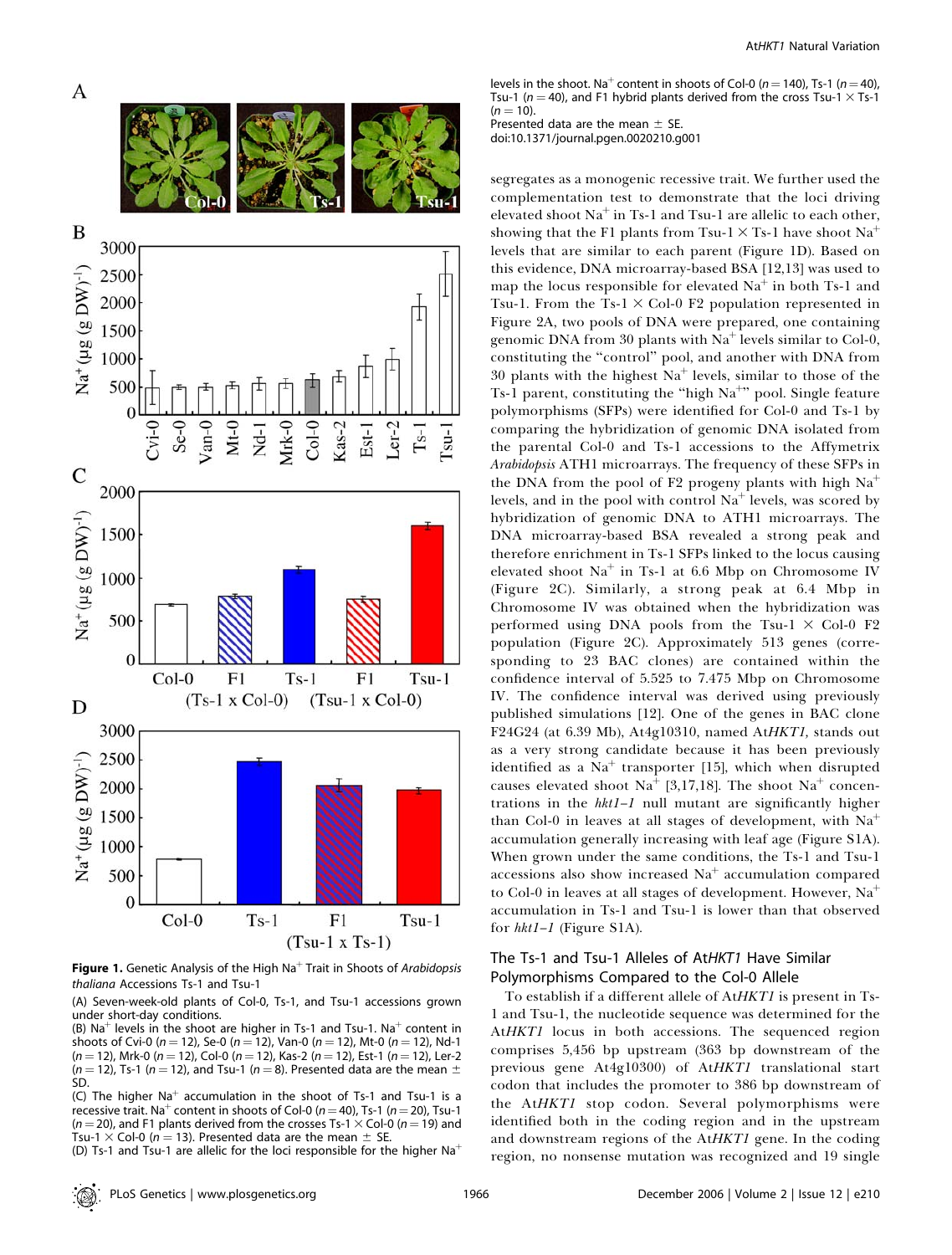**Figure 1.** Genetic Analysis of the High $Na^+$ Trait in Shoots of *Arabidopsis thaliana* Accessions Ts-1 and Tsu-1

(A) Seven-week-old plants of Col-0, Ts-1, and Tsu-1 accessions grown under short-day conditions.

(B) $Na^+$ levels in the shoot are higher in Ts-1 and Tsu-1. $Na^+$ content in shoots of Cvi-0 ($n = 12$), Se-0 ($n = 12$), Van-0 ($n = 12$), Mt-0 ($n = 12$), Nd-1 ($n = 12$), Mrk-0 ($n = 12$), Col-0 ($n = 12$), Kas-2 ($n = 12$), Est-1 ($n = 12$), Ler-2 ($n = 12$), Ts-1 ($n = 12$), and Tsu-1 ($n = 8$). Presented data are the mean ± SD.

(C) The higher $Na^+$ accumulation in the shoot of Ts-1 and Tsu-1 is a recessive trait. $Na^+$ content in shoots of Col-0 ($n = 40$), Ts-1 ($n = 20$), Tsu-1 ($n = 20$), and F1 plants derived from the crosses Ts-1 × Col-0 ($n = 19$) and Tsu-1 × Col-0 ($n = 13$). Presented data are the mean ± SE.

(D) Ts-1 and Tsu-1 are allelic for the loci responsible for the higher $Na^+$ levels in the shoot. $Na^+$ content in shoots of Col-0 ($n = 140$), Ts-1 ($n = 40$), Tsu-1 ($n = 40$), and F1 hybrid plants derived from the cross Tsu-1 × Ts-1 ($n = 10$).

Presented data are the mean ± SE.

doi:10.1371/journal.pgen.0020210.g001

segregates as a monogenic recessive trait. We further used the complementation test to demonstrate that the loci driving elevated shoot $Na^+$ in Ts-1 and Tsu-1 are allelic to each other, showing that the F1 plants from Tsu-1 × Ts-1 have shoot $Na^+$ levels that are similar to each parent (Figure 1D). Based on this evidence, DNA microarray-based BSA [12,13] was used to map the locus responsible for elevated $Na^+$ in both Ts-1 and Tsu-1. From the Ts-1 × Col-0 F2 population represented in Figure 2A, two pools of DNA were prepared, one containing genomic DNA from 30 plants with $Na^+$ levels similar to Col-0, constituting the "control" pool, and another with DNA from 30 plants with the highest $Na^+$ levels, similar to those of the Ts-1 parent, constituting the "high $Na^+$" pool. Single feature polymorphisms (SFPs) were identified for Col-0 and Ts-1 by comparing the hybridization of genomic DNA isolated from the parental Col-0 and Ts-1 accessions to the Affymetrix *Arabidopsis* ATH1 microarrays. The frequency of these SFPs in the DNA from the pool of F2 progeny plants with high $Na^+$ levels, and in the pool with control $Na^+$ levels, was scored by hybridization of genomic DNA to ATH1 microarrays. The DNA microarray-based BSA revealed a strong peak and therefore enrichment in Ts-1 SFPs linked to the locus causing elevated shoot $Na^+$ in Ts-1 at 6.6 Mbp on Chromosome IV (Figure 2C). Similarly, a strong peak at 6.4 Mbp in Chromosome IV was obtained when the hybridization was performed using DNA pools from the Tsu-1 × Col-0 F2 population (Figure 2C). Approximately 513 genes (corresponding to 23 BAC clones) are contained within the confidence interval of 5.525 to 7.475 Mbp on Chromosome IV. The confidence interval was derived using previously published simulations [12]. One of the genes in BAC clone F24G24 (at 6.39 Mb), At4g10310, named At*HKT1*, stands out as a very strong candidate because it has been previously identified as a $Na^+$ transporter [15], which when disrupted causes elevated shoot $Na^+$ [3,17,18]. The shoot $Na^+$ concentrations in the *hkt1–1* null mutant are significantly higher than Col-0 in leaves at all stages of development, with $Na^+$ accumulation generally increasing with leaf age (Figure S1A). When grown under the same conditions, the Ts-1 and Tsu-1 accessions also show increased $Na^+$ accumulation compared to Col-0 in leaves at all stages of development. However, $Na^+$ accumulation in Ts-1 and Tsu-1 is lower than that observed for *hkt1–1* (Figure S1A).

## The Ts-1 and Tsu-1 Alleles of At*HKT1* Have Similar Polymorphisms Compared to the Col-0 Allele

To establish if a different allele of At*HKT1* is present in Ts-1 and Tsu-1, the nucleotide sequence was determined for the At*HKT1* locus in both accessions. The sequenced region comprises 5,456 bp upstream (363 bp downstream of the previous gene At4g10300) of the At*HKT1* translational start codon that includes the promoter to 386 bp downstream of the At*HKT1* stop codon. Several polymorphisms were identified both in the coding region and in the upstream and downstream regions of the At*HKT1* gene. In the coding region, no nonsense mutation was recognized and 19 single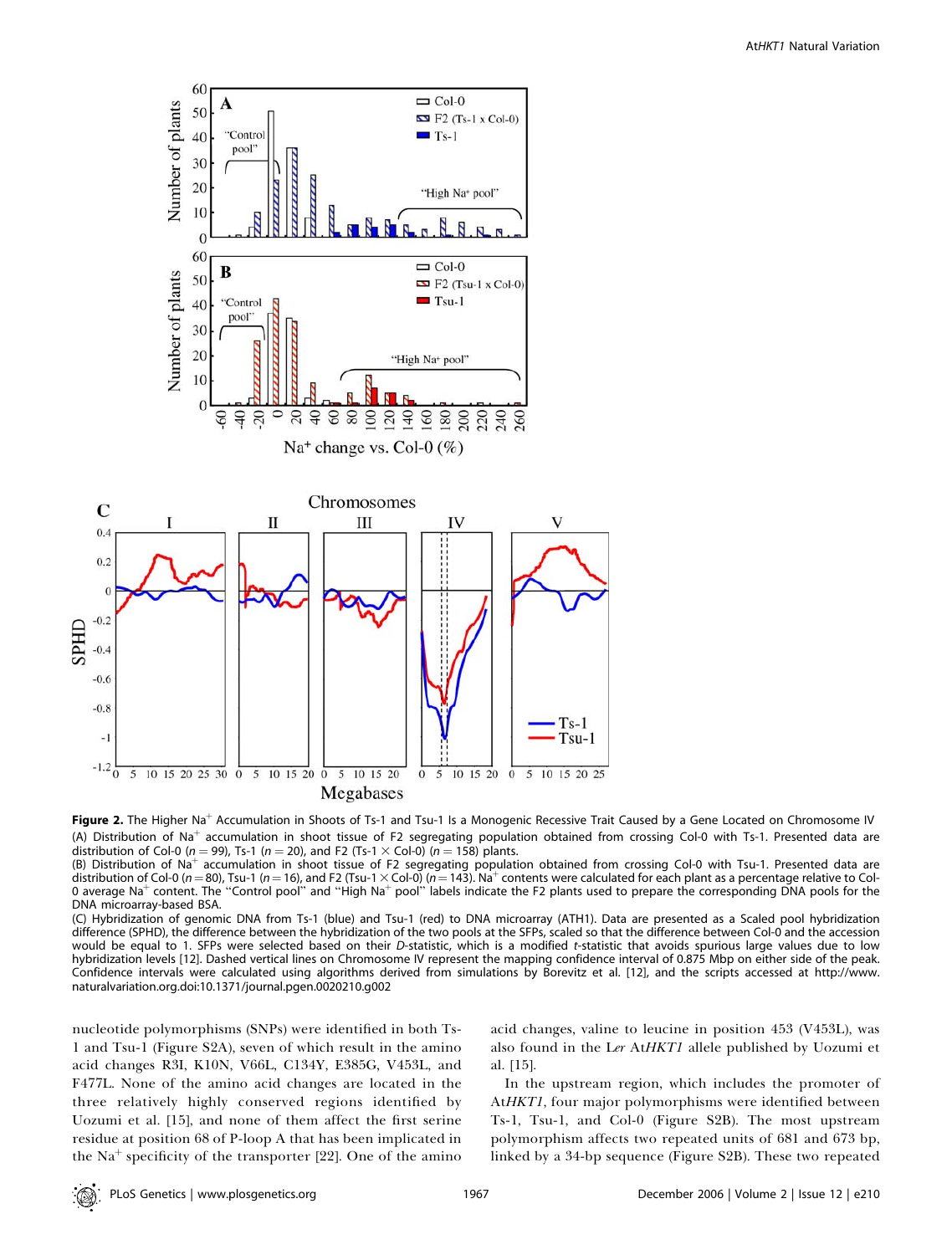**Figure 2.** The Higher $Na^+$ Accumulation in Shoots of Ts-1 and Tsu-1 Is a Monogenic Recessive Trait Caused by a Gene Located on Chromosome IV

(A) Distribution of $Na^+$ accumulation in shoot tissue of F2 segregating population obtained from crossing Col-0 with Ts-1. Presented data are distribution of Col-0 ($n = 99$), Ts-1 ($n = 20$), and F2 (Ts-1 × Col-0) ($n = 158$) plants.

(B) Distribution of $Na^+$ accumulation in shoot tissue of F2 segregating population obtained from crossing Col-0 with Tsu-1. Presented data are distribution of Col-0 ($n = 80$), Tsu-1 ($n = 16$), and F2 (Tsu-1 × Col-0) ($n = 143$). $Na^+$ contents were calculated for each plant as a percentage relative to Col-0 average $Na^+$ content. The "Control pool" and "High $Na^+$ pool" labels indicate the F2 plants used to prepare the corresponding DNA pools for the DNA microarray-based BSA.

(C) Hybridization of genomic DNA from Ts-1 (blue) and Tsu-1 (red) to DNA microarray (ATH1). Data are presented as a Scaled pool hybridization difference (SPHD), the difference between the hybridization of the two pools at the SFPs, scaled so that the difference between Col-0 and the accession would be equal to 1. SFPs were selected based on their *D*-statistic, which is a modified *t*-statistic that avoids spurious large values due to low hybridization levels [12]. Dashed vertical lines on Chromosome IV represent the mapping confidence interval of 0.875 Mbp on either side of the peak. Confidence intervals were calculated using algorithms derived from simulations by Borevitz et al. [12], and the scripts accessed at http://www.naturalvariation.org.doi:10.1371/journal.pgen.0020210.g002

nucleotide polymorphisms (SNPs) were identified in both Ts-1 and Tsu-1 (Figure S2A), seven of which result in the amino acid changes R3I, K10N, V66L, C134Y, E385G, V453L, and F477L. None of the amino acid changes are located in the three relatively highly conserved regions identified by Uozumi et al. [15], and none of them affect the first serine residue at position 68 of P-loop A that has been implicated in the $Na^+$ specificity of the transporter [22]. One of the amino acid changes, valine to leucine in position 453 (V453L), was also found in the *Ler* At*HKT1* allele published by Uozumi et al. [15].

In the upstream region, which includes the promoter of At*HKT1*, four major polymorphisms were identified between Ts-1, Tsu-1, and Col-0 (Figure S2B). The most upstream polymorphism affects two repeated units of 681 and 673 bp, linked by a 34-bp sequence (Figure S2B). These two repeated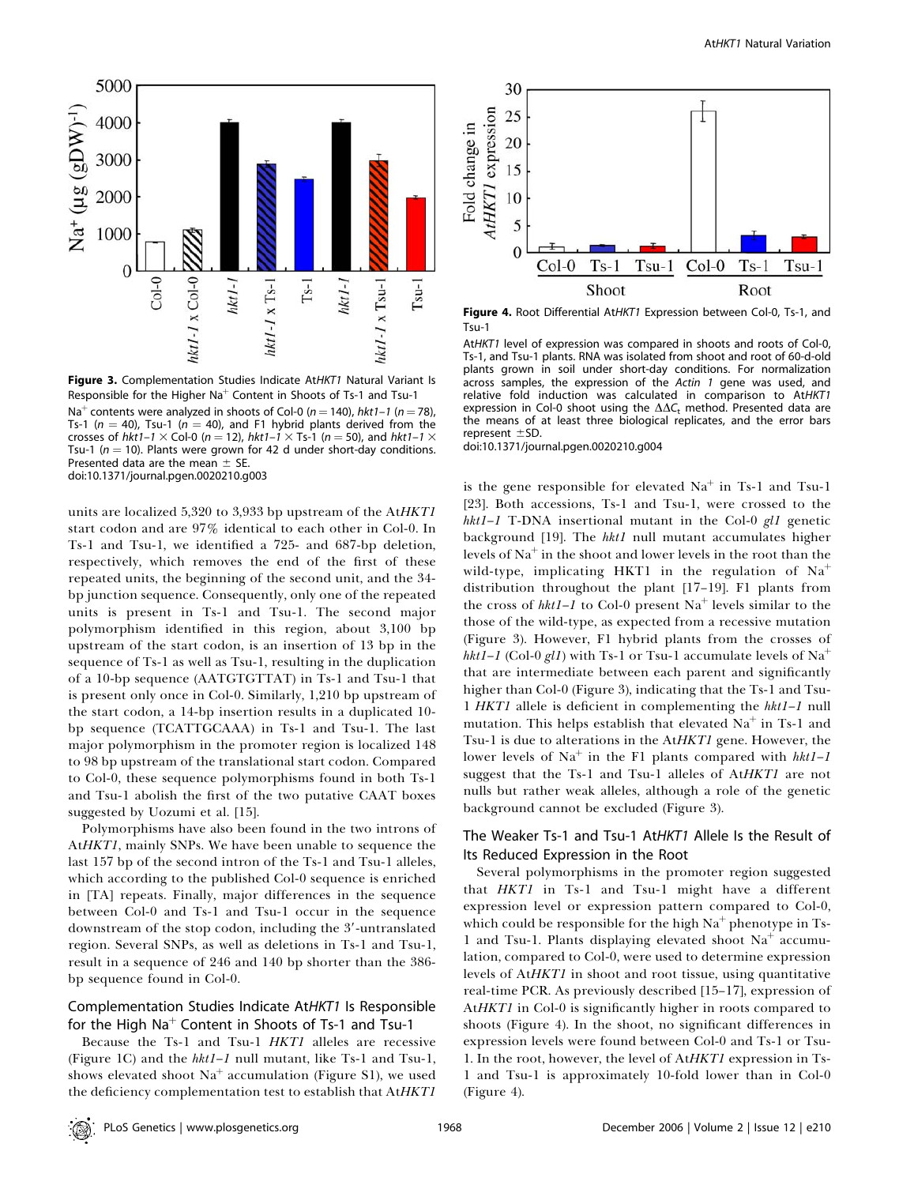**Figure 3.** Complementation Studies Indicate AtHKT1 Natural Variant Is Responsible for the Higher $Na^+$ Content in Shoots of Ts-1 and Tsu-1

$Na^+$ contents were analyzed in shoots of Col-0 ($n = 140$), *hkt1–1* ($n = 78$), Ts-1 ($n = 40$), Tsu-1 ($n = 40$), and F1 hybrid plants derived from the crosses of *hkt1–1* × Col-0 ($n = 12$), *hkt1–1* × Ts-1 ($n = 50$), and *hkt1–1* × Tsu-1 ($n = 10$). Plants were grown for 42 d under short-day conditions. Presented data are the mean ± SE.

doi:10.1371/journal.pgen.0020210.g003

**Figure 4.** Root Differential AtHKT1 Expression between Col-0, Ts-1, and Tsu-1

At*HKT1* level of expression was compared in shoots and roots of Col-0, Ts-1, and Tsu-1 plants. RNA was isolated from shoot and root of 60-d-old plants grown in soil under short-day conditions. For normalization across samples, the expression of the *Actin 1* gene was used, and relative fold induction was calculated in comparison to At*HKT1* expression in Col-0 shoot using the $\Delta\Delta C_t$ method. Presented data are the means of at least three biological replicates, and the error bars represent ±SD.

doi:10.1371/journal.pgen.0020210.g004

units are localized 5,320 to 3,933 bp upstream of the At*HKT1* start codon and are 97% identical to each other in Col-0. In Ts-1 and Tsu-1, we identified a 725- and 687-bp deletion, respectively, which removes the end of the first of these repeated units, the beginning of the second unit, and the 34-bp junction sequence. Consequently, only one of the repeated units is present in Ts-1 and Tsu-1. The second major polymorphism identified in this region, about 3,100 bp upstream of the start codon, is an insertion of 13 bp in the sequence of Ts-1 as well as Tsu-1, resulting in the duplication of a 10-bp sequence (AATGTGTTAT) in Ts-1 and Tsu-1 that is present only once in Col-0. Similarly, 1,210 bp upstream of the start codon, a 14-bp insertion results in a duplicated 10-bp sequence (TCATTGCAAA) in Ts-1 and Tsu-1. The last major polymorphism in the promoter region is localized 148 to 98 bp upstream of the translational start codon. Compared to Col-0, these sequence polymorphisms found in both Ts-1 and Tsu-1 abolish the first of the two putative CAAT boxes suggested by Uozumi et al. [15].

Polymorphisms have also been found in the two introns of At*HKT1*, mainly SNPs. We have been unable to sequence the last 157 bp of the second intron of the Ts-1 and Tsu-1 alleles, which according to the published Col-0 sequence is enriched in [TA] repeats. Finally, major differences in the sequence between Col-0 and Ts-1 and Tsu-1 occur in the sequence downstream of the stop codon, including the 3′-untranslated region. Several SNPs, as well as deletions in Ts-1 and Tsu-1, result in a sequence of 246 and 140 bp shorter than the 386-bp sequence found in Col-0.

## Complementation Studies Indicate At*HKT1* Is Responsible for the High $Na^+$ Content in Shoots of Ts-1 and Tsu-1

Because the Ts-1 and Tsu-1 *HKT1* alleles are recessive (Figure 1C) and the *hkt1–1* null mutant, like Ts-1 and Tsu-1, shows elevated shoot $Na^+$ accumulation (Figure S1), we used the deficiency complementation test to establish that At*HKT1* is the gene responsible for elevated $Na^+$ in Ts-1 and Tsu-1 [23]. Both accessions, Ts-1 and Tsu-1, were crossed to the *hkt1–1* T-DNA insertional mutant in the Col-0 *gl1* genetic background [19]. The *hkt1* null mutant accumulates higher levels of $Na^+$ in the shoot and lower levels in the root than the wild-type, implicating HKT1 in the regulation of $Na^+$ distribution throughout the plant [17–19]. F1 plants from the cross of *hkt1–1* to Col-0 present $Na^+$ levels similar to the those of the wild-type, as expected from a recessive mutation (Figure 3). However, F1 hybrid plants from the crosses of *hkt1–1* (Col-0 *gl1*) with Ts-1 or Tsu-1 accumulate levels of $Na^+$ that are intermediate between each parent and significantly higher than Col-0 (Figure 3), indicating that the Ts-1 and Tsu-1 *HKT1* allele is deficient in complementing the *hkt1–1* null mutation. This helps establish that elevated $Na^+$ in Ts-1 and Tsu-1 is due to alterations in the At*HKT1* gene. However, the lower levels of $Na^+$ in the F1 plants compared with *hkt1–1* suggest that the Ts-1 and Tsu-1 alleles of At*HKT1* are not nulls but rather weak alleles, although a role of the genetic background cannot be excluded (Figure 3).

## The Weaker Ts-1 and Tsu-1 At*HKT1* Allele Is the Result of Its Reduced Expression in the Root

Several polymorphisms in the promoter region suggested that *HKT1* in Ts-1 and Tsu-1 might have a different expression level or expression pattern compared to Col-0, which could be responsible for the high $Na^+$ phenotype in Ts-1 and Tsu-1. Plants displaying elevated shoot $Na^+$ accumulation, compared to Col-0, were used to determine expression levels of At*HKT1* in shoot and root tissue, using quantitative real-time PCR. As previously described [15–17], expression of At*HKT1* in Col-0 is significantly higher in roots compared to shoots (Figure 4). In the shoot, no significant differences in expression levels were found between Col-0 and Ts-1 or Tsu-1. In the root, however, the level of At*HKT1* expression in Ts-1 and Tsu-1 is approximately 10-fold lower than in Col-0 (Figure 4).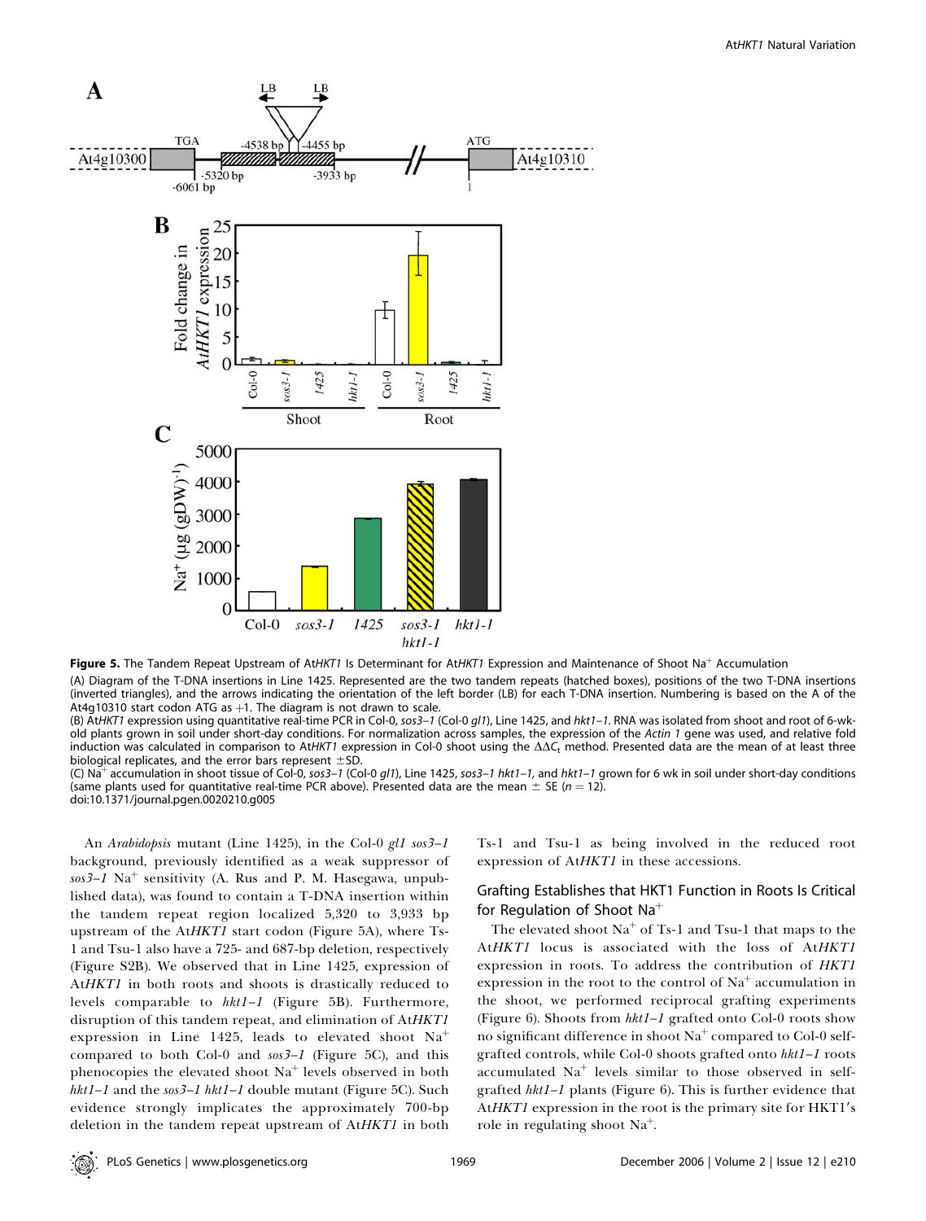**Figure 5.** The Tandem Repeat Upstream of At*HKT1* Is Determinant for At*HKT1* Expression and Maintenance of Shoot $Na^+$ Accumulation

(A) Diagram of the T-DNA insertions in Line 1425. Represented are the two tandem repeats (hatched boxes), positions of the two T-DNA insertions (inverted triangles), and the arrows indicating the orientation of the left border (LB) for each T-DNA insertion. Numbering is based on the A of the At4g10310 start codon ATG as +1. The diagram is not drawn to scale.

(B) At*HKT1* expression using quantitative real-time PCR in Col-0, *sos3–1* (Col-0 *gl1*), Line 1425, and *hkt1–1*. RNA was isolated from shoot and root of 6-wk-old plants grown in soil under short-day conditions. For normalization across samples, the expression of the *Actin 1* gene was used, and relative fold induction was calculated in comparison to At*HKT1* expression in Col-0 shoot using the $\Delta\Delta C_t$ method. Presented data are the mean of at least three biological replicates, and the error bars represent ±SD.

(C) $Na^+$ accumulation in shoot tissue of Col-0, *sos3–1* (Col-0 *gl1*), Line 1425, *sos3–1 hkt1–1,* and *hkt1–1* grown for 6 wk in soil under short-day conditions (same plants used for quantitative real-time PCR above). Presented data are the mean ± SE ($n = 12$).

doi:10.1371/journal.pgen.0020210.g005

An *Arabidopsis* mutant (Line 1425), in the Col-0 *gl1 sos3–1* background, previously identified as a weak suppressor of *sos3–1* $Na^+$ sensitivity (A. Rus and P. M. Hasegawa, unpublished data), was found to contain a T-DNA insertion within the tandem repeat region localized 5,320 to 3,933 bp upstream of the At*HKT1* start codon (Figure 5A), where Ts-1 and Tsu-1 also have a 725- and 687-bp deletion, respectively (Figure S2B). We observed that in Line 1425, expression of At*HKT1* in both roots and shoots is drastically reduced to levels comparable to *hkt1–1* (Figure 5B). Furthermore, disruption of this tandem repeat, and elimination of At*HKT1* expression in Line 1425, leads to elevated shoot $Na^+$ compared to both Col-0 and *sos3–1* (Figure 5C), and this phenocopies the elevated shoot $Na^+$ levels observed in both *hkt1–1* and the *sos3–1 hkt1–1* double mutant (Figure 5C). Such evidence strongly implicates the approximately 700-bp deletion in the tandem repeat upstream of At*HKT1* in both Ts-1 and Tsu-1 as being involved in the reduced root expression of At*HKT1* in these accessions.

## Grafting Establishes that HKT1 Function in Roots Is Critical for Regulation of Shoot $Na^+$

The elevated shoot $Na^+$ of Ts-1 and Tsu-1 that maps to the At*HKT1* locus is associated with the loss of At*HKT1* expression in roots. To address the contribution of *HKT1* expression in the root to the control of $Na^+$ accumulation in the shoot, we performed reciprocal grafting experiments (Figure 6). Shoots from *hkt1–1* grafted onto Col-0 roots show no significant difference in shoot $Na^+$ compared to Col-0 self-grafted controls, while Col-0 shoots grafted onto *hkt1–1* roots accumulated $Na^+$ levels similar to those observed in self-grafted *hkt1–1* plants (Figure 6). This is further evidence that At*HKT1* expression in the root is the primary site for HKT1′s role in regulating shoot $Na^+$.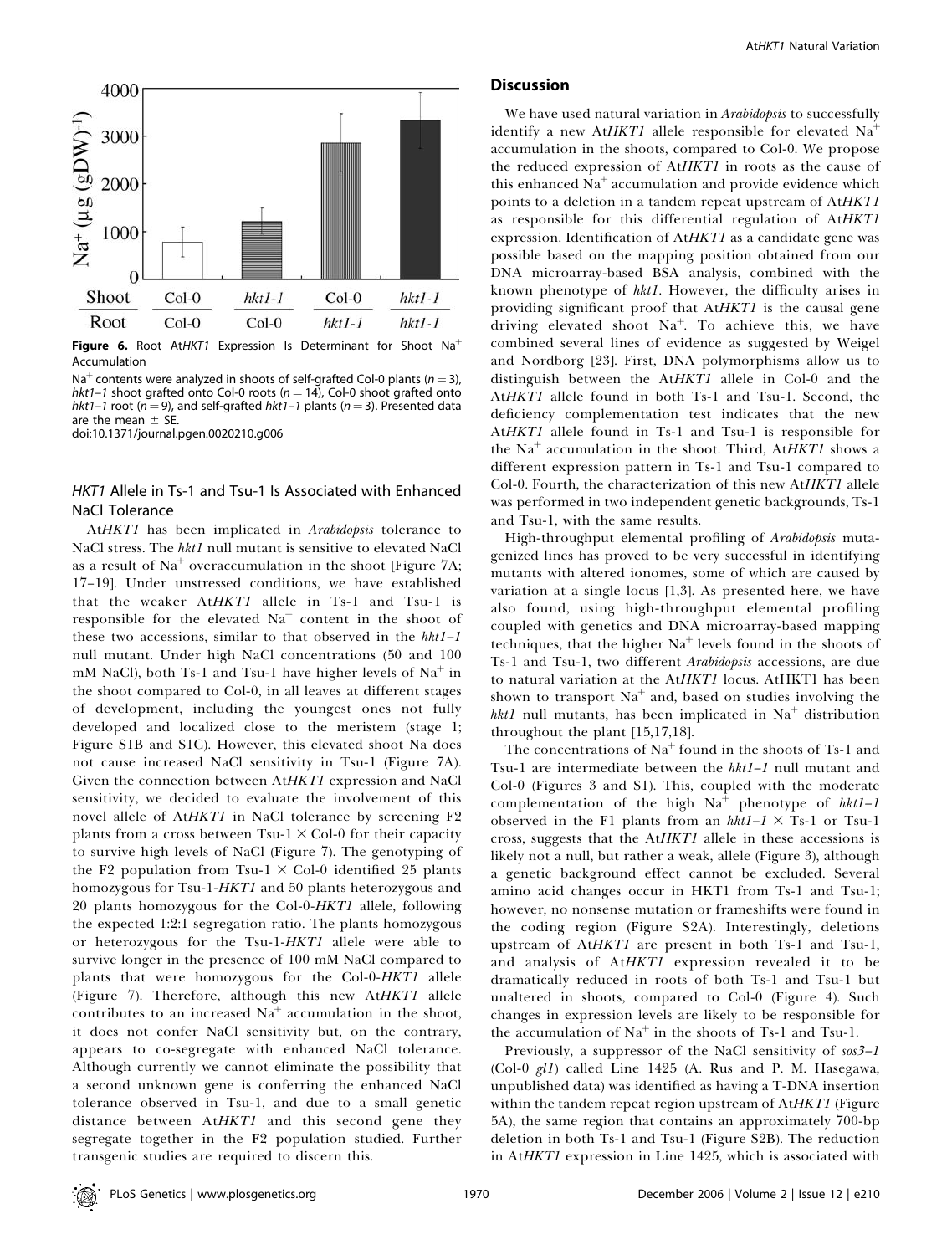**Figure 6.** Root AtHKT1 Expression Is Determinant for Shoot $Na^+$ Accumulation

$Na^+$ contents were analyzed in shoots of self-grafted Col-0 plants ($n = 3$), *hkt1–1* shoot grafted onto Col-0 roots ($n = 14$), Col-0 shoot grafted onto *hkt1–1* root ($n = 9$), and self-grafted *hkt1–1* plants ($n = 3$). Presented data are the mean ± SE.

doi:10.1371/journal.pgen.0020210.g006

### *HKT1* Allele in Ts-1 and Tsu-1 Is Associated with Enhanced NaCl Tolerance

At*HKT1* has been implicated in *Arabidopsis* tolerance to NaCl stress. The *hkt1* null mutant is sensitive to elevated NaCl as a result of $Na^+$ overaccumulation in the shoot [Figure 7A; 17–19]. Under unstressed conditions, we have established that the weaker At*HKT1* allele in Ts-1 and Tsu-1 is responsible for the elevated $Na^+$ content in the shoot of these two accessions, similar to that observed in the *hkt1–1* null mutant. Under high NaCl concentrations (50 and 100 mM NaCl), both Ts-1 and Tsu-1 have higher levels of $Na^+$ in the shoot compared to Col-0, in all leaves at different stages of development, including the youngest ones not fully developed and localized close to the meristem (stage 1; Figure S1B and S1C). However, this elevated shoot Na does not cause increased NaCl sensitivity in Tsu-1 (Figure 7A). Given the connection between At*HKT1* expression and NaCl sensitivity, we decided to evaluate the involvement of this novel allele of At*HKT1* in NaCl tolerance by screening F2 plants from a cross between Tsu-1 × Col-0 for their capacity to survive high levels of NaCl (Figure 7). The genotyping of the F2 population from Tsu-1 × Col-0 identified 25 plants homozygous for Tsu-1-*HKT1* and 50 plants heterozygous and 20 plants homozygous for the Col-0-*HKT1* allele, following the expected 1:2:1 segregation ratio. The plants homozygous or heterozygous for the Tsu-1-*HKT1* allele were able to survive longer in the presence of 100 mM NaCl compared to plants that were homozygous for the Col-0-*HKT1* allele (Figure 7). Therefore, although this new At*HKT1* allele contributes to an increased $Na^+$ accumulation in the shoot, it does not confer NaCl sensitivity but, on the contrary, appears to co-segregate with enhanced NaCl tolerance. Although currently we cannot eliminate the possibility that a second unknown gene is conferring the enhanced NaCl tolerance observed in Tsu-1, and due to a small genetic distance between At*HKT1* and this second gene they segregate together in the F2 population studied. Further transgenic studies are required to discern this.

## Discussion

We have used natural variation in *Arabidopsis* to successfully identify a new At*HKT1* allele responsible for elevated $Na^+$ accumulation in the shoots, compared to Col-0. We propose the reduced expression of At*HKT1* in roots as the cause of this enhanced $Na^+$ accumulation and provide evidence which points to a deletion in a tandem repeat upstream of At*HKT1* as responsible for this differential regulation of At*HKT1* expression. Identification of At*HKT1* as a candidate gene was possible based on the mapping position obtained from our DNA microarray-based BSA analysis, combined with the known phenotype of *hkt1*. However, the difficulty arises in providing significant proof that At*HKT1* is the causal gene driving elevated shoot $Na^+$. To achieve this, we have combined several lines of evidence as suggested by Weigel and Nordborg [23]. First, DNA polymorphisms allow us to distinguish between the At*HKT1* allele in Col-0 and the At*HKT1* allele found in both Ts-1 and Tsu-1. Second, the deficiency complementation test indicates that the new At*HKT1* allele found in Ts-1 and Tsu-1 is responsible for the $Na^+$ accumulation in the shoot. Third, At*HKT1* shows a different expression pattern in Ts-1 and Tsu-1 compared to Col-0. Fourth, the characterization of this new At*HKT1* allele was performed in two independent genetic backgrounds, Ts-1 and Tsu-1, with the same results.

High-throughput elemental profiling of *Arabidopsis* mutagenized lines has proved to be very successful in identifying mutants with altered ionomes, some of which are caused by variation at a single locus [1,3]. As presented here, we have also found, using high-throughput elemental profiling coupled with genetics and DNA microarray-based mapping techniques, that the higher $Na^+$ levels found in the shoots of Ts-1 and Tsu-1, two different *Arabidopsis* accessions, are due to natural variation at the At*HKT1* locus. AtHKT1 has been shown to transport $Na^+$ and, based on studies involving the *hkt1* null mutants, has been implicated in $Na^+$ distribution throughout the plant [15,17,18].

The concentrations of $Na^+$ found in the shoots of Ts-1 and Tsu-1 are intermediate between the *hkt1–1* null mutant and Col-0 (Figures 3 and S1). This, coupled with the moderate complementation of the high $Na^+$ phenotype of *hkt1–1* observed in the F1 plants from an *hkt1–1* × Ts-1 or Tsu-1 cross, suggests that the At*HKT1* allele in these accessions is likely not a null, but rather a weak, allele (Figure 3), although a genetic background effect cannot be excluded. Several amino acid changes occur in HKT1 from Ts-1 and Tsu-1; however, no nonsense mutation or frameshifts were found in the coding region (Figure S2A). Interestingly, deletions upstream of At*HKT1* are present in both Ts-1 and Tsu-1, and analysis of At*HKT1* expression revealed it to be dramatically reduced in roots of both Ts-1 and Tsu-1 but unaltered in shoots, compared to Col-0 (Figure 4). Such changes in expression levels are likely to be responsible for the accumulation of $Na^+$ in the shoots of Ts-1 and Tsu-1.

Previously, a suppressor of the NaCl sensitivity of *sos3–1* (Col-0 *gl1*) called Line 1425 (A. Rus and P. M. Hasegawa, unpublished data) was identified as having a T-DNA insertion within the tandem repeat region upstream of At*HKT1* (Figure 5A), the same region that contains an approximately 700-bp deletion in both Ts-1 and Tsu-1 (Figure S2B). The reduction in At*HKT1* expression in Line 1425, which is associated with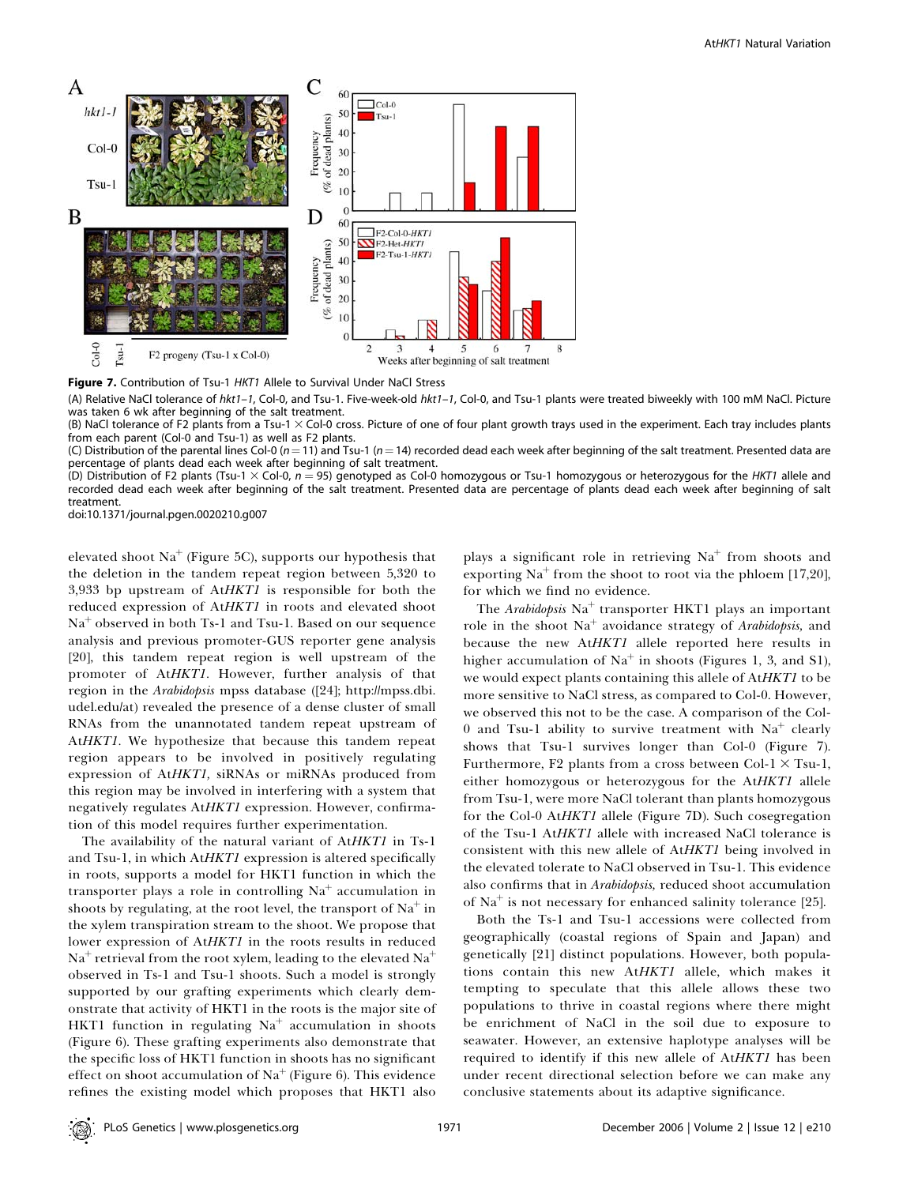**Figure 7.** Contribution of Tsu-1 *HKT1* Allele to Survival Under NaCl Stress

(A) Relative NaCl tolerance of *hkt1–1*, Col-0, and Tsu-1. Five-week-old *hkt1–1*, Col-0, and Tsu-1 plants were treated biweekly with 100 mM NaCl. Picture was taken 6 wk after beginning of the salt treatment.

(B) NaCl tolerance of F2 plants from a Tsu-1 × Col-0 cross. Picture of one of four plant growth trays used in the experiment. Each tray includes plants from each parent (Col-0 and Tsu-1) as well as F2 plants.

(C) Distribution of the parental lines Col-0 ($n = 11$) and Tsu-1 ($n = 14$) recorded dead each week after beginning of the salt treatment. Presented data are percentage of plants dead each week after beginning of salt treatment.

(D) Distribution of F2 plants (Tsu-1 × Col-0, $n = 95$) genotyped as Col-0 homozygous or Tsu-1 homozygous or heterozygous for the *HKT1* allele and recorded dead each week after beginning of the salt treatment. Presented data are percentage of plants dead each week after beginning of salt treatment.

doi:10.1371/journal.pgen.0020210.g007

elevated shoot $Na^+$ (Figure 5C), supports our hypothesis that the deletion in the tandem repeat region between 5,320 to 3,933 bp upstream of At*HKT1* is responsible for both the reduced expression of At*HKT1* in roots and elevated shoot $Na^+$ observed in both Ts-1 and Tsu-1. Based on our sequence analysis and previous promoter-GUS reporter gene analysis [20], this tandem repeat region is well upstream of the promoter of At*HKT1*. However, further analysis of that region in the *Arabidopsis* mpss database ([24]; http://mpss.dbi.udel.edu/at) revealed the presence of a dense cluster of small RNAs from the unannotated tandem repeat upstream of At*HKT1*. We hypothesize that because this tandem repeat region appears to be involved in positively regulating expression of At*HKT1,* siRNAs or miRNAs produced from this region may be involved in interfering with a system that negatively regulates At*HKT1* expression. However, confirmation of this model requires further experimentation.

The availability of the natural variant of At*HKT1* in Ts-1 and Tsu-1, in which At*HKT1* expression is altered specifically in roots, supports a model for HKT1 function in which the transporter plays a role in controlling $Na^+$ accumulation in shoots by regulating, at the root level, the transport of $Na^+$ in the xylem transpiration stream to the shoot. We propose that lower expression of At*HKT1* in the roots results in reduced $Na^+$ retrieval from the root xylem, leading to the elevated $Na^+$ observed in Ts-1 and Tsu-1 shoots. Such a model is strongly supported by our grafting experiments which clearly demonstrate that activity of HKT1 in the roots is the major site of HKT1 function in regulating $Na^+$ accumulation in shoots (Figure 6). These grafting experiments also demonstrate that the specific loss of HKT1 function in shoots has no significant effect on shoot accumulation of $Na^+$ (Figure 6). This evidence refines the existing model which proposes that HKT1 also plays a significant role in retrieving $Na^+$ from shoots and exporting $Na^+$ from the shoot to root via the phloem [17,20], for which we find no evidence.

The *Arabidopsis* $Na^+$ transporter HKT1 plays an important role in the shoot $Na^+$ avoidance strategy of *Arabidopsis,* and because the new At*HKT1* allele reported here results in higher accumulation of $Na^+$ in shoots (Figures 1, 3, and S1), we would expect plants containing this allele of At*HKT1* to be more sensitive to NaCl stress, as compared to Col-0. However, we observed this not to be the case. A comparison of the Col-0 and Tsu-1 ability to survive treatment with $Na^+$ clearly shows that Tsu-1 survives longer than Col-0 (Figure 7). Furthermore, F2 plants from a cross between Col-1 × Tsu-1, either homozygous or heterozygous for the At*HKT1* allele from Tsu-1, were more NaCl tolerant than plants homozygous for the Col-0 At*HKT1* allele (Figure 7D). Such cosegregation of the Tsu-1 At*HKT1* allele with increased NaCl tolerance is consistent with this new allele of At*HKT1* being involved in the elevated tolerate to NaCl observed in Tsu-1. This evidence also confirms that in *Arabidopsis,* reduced shoot accumulation of $Na^+$ is not necessary for enhanced salinity tolerance [25].

Both the Ts-1 and Tsu-1 accessions were collected from geographically (coastal regions of Spain and Japan) and genetically [21] distinct populations. However, both populations contain this new At*HKT1* allele, which makes it tempting to speculate that this allele allows these two populations to thrive in coastal regions where there might be enrichment of NaCl in the soil due to exposure to seawater. However, an extensive haplotype analyses will be required to identify if this new allele of At*HKT1* has been under recent directional selection before we can make any conclusive statements about its adaptive significance.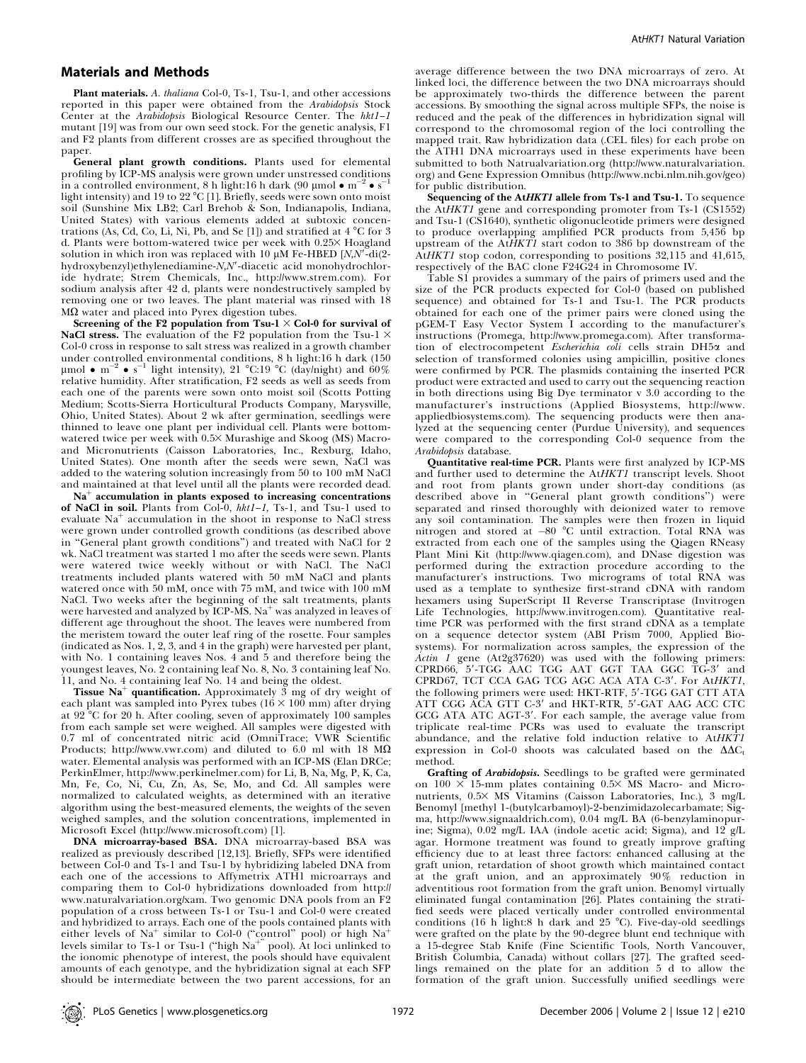## Materials and Methods

**Plant materials.** *A. thaliana* Col-0, Ts-1, Tsu-1, and other accessions reported in this paper were obtained from the *Arabidopsis* Stock Center at the *Arabidopsis* Biological Resource Center. The *hkt1–1* mutant [19] was from our own seed stock. For the genetic analysis, F1 and F2 plants from different crosses are as specified throughout the paper.

**General plant growth conditions.** Plants used for elemental profiling by ICP-MS analysis were grown under unstressed conditions in a controlled environment, 8 h light:16 h dark (90 μmol • $m^{-2}$ • $s^{-1}$ light intensity) and 19 to 22 °C [1]. Briefly, seeds were sown onto moist soil (Sunshine Mix LB2; Carl Brehob & Son, Indianapolis, Indiana, United States) with various elements added at subtoxic concentrations (As, Cd, Co, Li, Ni, Pb, and Se [1]) and stratified at 4 °C for 3 d. Plants were bottom-watered twice per week with 0.25× Hoagland solution in which iron was replaced with 10 μM Fe-HBED [*N,N'*-di(2-hydroxybenzyl)ethylenediamine-*N,N'*-diacetic acid monohydrochloride hydrate; Strem Chemicals, Inc., http://www.strem.com). For sodium analysis after 42 d, plants were nondestructively sampled by removing one or two leaves. The plant material was rinsed with 18 MΩ water and placed into Pyrex digestion tubes.

**Screening of the F2 population from Tsu-1 × Col-0 for survival of NaCl stress.** The evaluation of the F2 population from the Tsu-1 × Col-0 cross in response to salt stress was realized in a growth chamber under controlled environmental conditions, 8 h light:16 h dark (150 μmol • $m^{-2}$ • $s^{-1}$ light intensity), 21 °C:19 °C (day/night) and 60% relative humidity. After stratification, F2 seeds as well as seeds from each one of the parents were sown onto moist soil (Scotts Potting Medium; Scotts-Sierra Horticultural Products Company, Marysville, Ohio, United States). About 2 wk after germination, seedlings were thinned to leave one plant per individual cell. Plants were bottom-watered twice per week with 0.5× Murashige and Skoog (MS) Macro- and Micronutrients (Caisson Laboratories, Inc., Rexburg, Idaho, United States). One month after the seeds were sewn, NaCl was added to the watering solution increasingly from 50 to 100 mM NaCl and maintained at that level until all the plants were recorded dead.

**$Na^+$ accumulation in plants exposed to increasing concentrations of NaCl in soil.** Plants from Col-0, *hkt1–1*, Ts-1, and Tsu-1 used to evaluate $Na^+$ accumulation in the shoot in response to NaCl stress were grown under controlled growth conditions (as described above in "General plant growth conditions") and treated with NaCl for 2 wk. NaCl treatment was started 1 mo after the seeds were sewn. Plants were watered twice weekly without or with NaCl. The NaCl treatments included plants watered with 50 mM NaCl and plants watered once with 50 mM, once with 75 mM, and twice with 100 mM NaCl. Two weeks after the beginning of the salt treatments, plants were harvested and analyzed by ICP-MS. $Na^+$ was analyzed in leaves of different age throughout the shoot. The leaves were numbered from the meristem toward the outer leaf ring of the rosette. Four samples (indicated as Nos. 1, 2, 3, and 4 in the graph) were harvested per plant, with No. 1 containing leaves Nos. 4 and 5 and therefore being the youngest leaves, No. 2 containing leaf No. 8, No. 3 containing leaf No. 11, and No. 4 containing leaf No. 14 and being the oldest.

**Tissue $Na^+$ quantification.** Approximately 3 mg of dry weight of each plant was sampled into Pyrex tubes (16 × 100 mm) after drying at 92 °C for 20 h. After cooling, seven of approximately 100 samples from each sample set were weighed. All samples were digested with 0.7 ml of concentrated nitric acid (OmniTrace; VWR Scientific Products; http://www.vwr.com) and diluted to 6.0 ml with 18 MΩ water. Elemental analysis was performed with an ICP-MS (Elan DRCe; PerkinElmer, http://www.perkinelmer.com) for Li, B, Na, Mg, P, K, Ca, Mn, Fe, Co, Ni, Cu, Zn, As, Se, Mo, and Cd. All samples were normalized to calculated weights, as determined with an iterative algorithm using the best-measured elements, the weights of the seven weighed samples, and the solution concentrations, implemented in Microsoft Excel (http://www.microsoft.com) [1].

**DNA microarray-based BSA.** DNA microarray-based BSA was realized as previously described [12,13]. Briefly, SFPs were identified between Col-0 and Ts-1 and Tsu-1 by hybridizing labeled DNA from each one of the accessions to Affymetrix ATH1 microarrays and comparing them to Col-0 hybridizations downloaded from http://www.naturalvariation.org/xam. Two genomic DNA pools from an F2 population of a cross between Ts-1 or Tsu-1 and Col-0 were created and hybridized to arrays. Each one of the pools contained plants with either levels of $Na^+$ similar to Col-0 ("control" pool) or high $Na^+$ levels similar to Ts-1 or Tsu-1 ("high $Na^+$" pool). At loci unlinked to the ionomic phenotype of interest, the pools should have equivalent amounts of each genotype, and the hybridization signal at each SFP should be intermediate between the two parent accessions, for an average difference between the two DNA microarrays of zero. At linked loci, the difference between the two DNA microarrays should be approximately two-thirds the difference between the parent accessions. By smoothing the signal across multiple SFPs, the noise is reduced and the peak of the differences in hybridization signal will correspond to the chromosomal region of the loci controlling the mapped trait. Raw hybridization data (.CEL files) for each probe on the ATH1 DNA microarrays used in these experiments have been submitted to both Natrualvariation.org (http://www.naturalvariation.org) and Gene Expression Omnibus (http://www.ncbi.nlm.nih.gov/geo) for public distribution.

**Sequencing of the At*HKT1* allele from Ts-1 and Tsu-1.** To sequence the At*HKT1* gene and corresponding promoter from Ts-1 (CS1552) and Tsu-1 (CS1640), synthetic oligonucleotide primers were designed to produce overlapping amplified PCR products from 5,456 bp upstream of the At*HKT1* start codon to 386 bp downstream of the At*HKT1* stop codon, corresponding to positions 32,115 and 41,615, respectively of the BAC clone F24G24 in Chromosome IV.

Table S1 provides a summary of the pairs of primers used and the size of the PCR products expected for Col-0 (based on published sequence) and obtained for Ts-1 and Tsu-1. The PCR products obtained for each one of the primer pairs were cloned using the pGEM-T Easy Vector System I according to the manufacturer's instructions (Promega, http://www.promega.com). After transformation of electrocompetent *Escherichia coli* cells strain DH5α and selection of transformed colonies using ampicillin, positive clones were confirmed by PCR. The plasmids containing the inserted PCR product were extracted and used to carry out the sequencing reaction in both directions using Big Dye terminator v 3.0 according to the manufacturer's instructions (Applied Biosystems, http://www.appliedbiosystems.com). The sequencing products were then analyzed at the sequencing center (Purdue University), and sequences were compared to the corresponding Col-0 sequence from the *Arabidopsis* database.

**Quantitative real-time PCR.** Plants were first analyzed by ICP-MS and further used to determine the At*HKT1* transcript levels. Shoot and root from plants grown under short-day conditions (as described above in "General plant growth conditions") were separated and rinsed thoroughly with deionized water to remove any soil contamination. The samples were then frozen in liquid nitrogen and stored at −80 °C until extraction. Total RNA was extracted from each one of the samples using the Qiagen RNeasy Plant Mini Kit (http://www.qiagen.com), and DNase digestion was performed during the extraction procedure according to the manufacturer's instructions. Two micrograms of total RNA was used as a template to synthesize first-strand cDNA with random hexamers using SuperScript II Reverse Transcriptase (Invitrogen Life Technologies, http://www.invitrogen.com). Quantitative real-time PCR was performed with the first strand cDNA as a template on a sequence detector system (ABI Prism 7000, Applied Biosystems). For normalization across samples, the expression of the *Actin 1* gene (At2g37620) was used with the following primers: CPRD66, 5'-TGG AAC TGG AAT GGT TAA GGC TG-3' and CPRD67, TCT CCA GAG TCG AGC ACA ATA C-3'. For At*HKT1*, the following primers were used: HKT-RTF, 5'-TGG GAT CTT ATA ATT CGG ACA GTT C-3' and HKT-RTR, 5'-GAT AAG ACC CTC GCG ATA ATC AGT-3'. For each sample, the average value from triplicate real-time PCRs was used to evaluate the transcript abundance, and the relative fold induction relative to At*HKT1* expression in Col-0 shoots was calculated based on the $\Delta\Delta C_t$ method.

**Grafting of *Arabidopsis*.** Seedlings to be grafted were germinated on 100 × 15-mm plates containing 0.5× MS Macro- and Micronutrients, 0.5× MS Vitamins (Caisson Laboratories, Inc.), 3 mg/L Benomyl [methyl 1-(butylcarbamoyl)-2-benzimidazolecarbamate; Sigma, http://www.sigmaaldrich.com), 0.04 mg/L BA (6-benzylaminopurine; Sigma), 0.02 mg/L IAA (indole acetic acid; Sigma), and 12 g/L agar. Hormone treatment was found to greatly improve grafting efficiency due to at least three factors: enhanced callusing at the graft union, retardation of shoot growth which maintained contact at the graft union, and an approximately 90% reduction in adventitious root formation from the graft union. Benomyl virtually eliminated fungal contamination [26]. Plates containing the stratified seeds were placed vertically under controlled environmental conditions (16 h light:8 h dark and 25 °C). Five-day-old seedlings were grafted on the plate by the 90-degree blunt end technique with a 15-degree Stab Knife (Fine Scientific Tools, North Vancouver, British Columbia, Canada) without collars [27]. The grafted seedlings remained on the plate for an addition 5 d to allow the formation of the graft union. Successfully unified seedlings were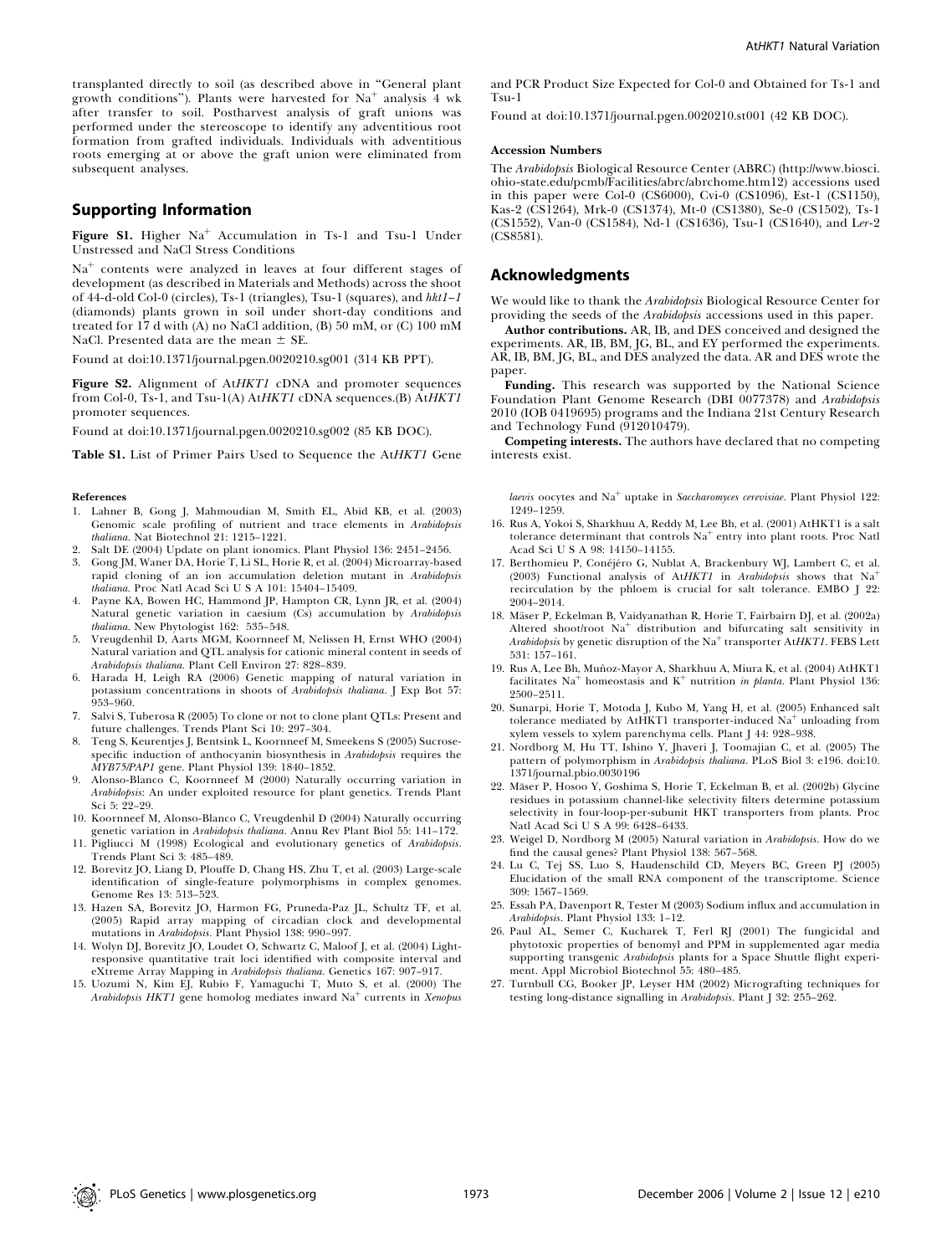transplanted directly to soil (as described above in "General plant growth conditions"). Plants were harvested for $Na^+$ analysis 4 wk after transfer to soil. Postharvest analysis of graft unions was performed under the stereoscope to identify any adventitious root formation from grafted individuals. Individuals with adventitious roots emerging at or above the graft union were eliminated from subsequent analyses.

## Supporting Information

**Figure S1.** Higher $Na^+$ Accumulation in Ts-1 and Tsu-1 Under Unstressed and NaCl Stress Conditions

$Na^+$ contents were analyzed in leaves at four different stages of development (as described in Materials and Methods) across the shoot of 44-d-old Col-0 (circles), Ts-1 (triangles), Tsu-1 (squares), and *hkt1–1* (diamonds) plants grown in soil under short-day conditions and treated for 17 d with (A) no NaCl addition, (B) 50 mM, or (C) 100 mM NaCl. Presented data are the mean ± SE.

Found at doi:10.1371/journal.pgen.0020210.sg001 (314 KB PPT).

**Figure S2.** Alignment of At*HKT1* cDNA and promoter sequences from Col-0, Ts-1, and Tsu-1(A) At*HKT1* cDNA sequences.(B) At*HKT1* promoter sequences.

Found at doi:10.1371/journal.pgen.0020210.sg002 (85 KB DOC).

**Table S1.** List of Primer Pairs Used to Sequence the At*HKT1* Gene and PCR Product Size Expected for Col-0 and Obtained for Ts-1 and Tsu-1

Found at doi:10.1371/journal.pgen.0020210.st001 (42 KB DOC).

### Accession Numbers

The *Arabidopsis* Biological Resource Center (ABRC) (http://www.biosci.ohio-state.edu/pcmb/Facilities/abrc/abrchome.htm12) accessions used in this paper were Col-0 (CS6000), Cvi-0 (CS1096), Est-1 (CS1150), Kas-2 (CS1264), Mrk-0 (CS1374), Mt-0 (CS1380), Se-0 (CS1502), Ts-1 (CS1552), Van-0 (CS1584), Nd-1 (CS1636), Tsu-1 (CS1640), and L*er*-2 (CS8581).

## Acknowledgments

We would like to thank the *Arabidopsis* Biological Resource Center for providing the seeds of the *Arabidopsis* accessions used in this paper.

**Author contributions.** AR, IB, and DES conceived and designed the experiments. AR, IB, BM, JG, BL, and EY performed the experiments. AR, IB, BM, JG, BL, and DES analyzed the data. AR and DES wrote the paper.

**Funding.** This research was supported by the National Science Foundation Plant Genome Research (DBI 0077378) and *Arabidopsis* 2010 (IOB 0419695) programs and the Indiana 21st Century Research and Technology Fund (912010479).

**Competing interests.** The authors have declared that no competing interests exist.

### References

1. Lahner B, Gong J, Mahmoudian M, Smith EL, Abid KB, et al. (2003) Genomic scale profiling of nutrient and trace elements in *Arabidopsis thaliana*. Nat Biotechnol 21: 1215–1221.
2. Salt DE (2004) Update on plant ionomics. Plant Physiol 136: 2451–2456.
3. Gong JM, Waner DA, Horie T, Li SL, Horie R, et al. (2004) Microarray-based rapid cloning of an ion accumulation deletion mutant in *Arabidopsis thaliana*. Proc Natl Acad Sci U S A 101: 15404–15409.
4. Payne KA, Bowen HC, Hammond JP, Hampton CR, Lynn JR, et al. (2004) Natural genetic variation in caesium (Cs) accumulation by *Arabidopsis thaliana*. New Phytologist 162: 535–548.
5. Vreugdenhil D, Aarts MGM, Koornneef M, Nelissen H, Ernst WHO (2004) Natural variation and QTL analysis for cationic mineral content in seeds of *Arabidopsis thaliana*. Plant Cell Environ 27: 828–839.
6. Harada H, Leigh RA (2006) Genetic mapping of natural variation in potassium concentrations in shoots of *Arabidopsis thaliana*. J Exp Bot 57: 953–960.
7. Salvi S, Tuberosa R (2005) To clone or not to clone plant QTLs: Present and future challenges. Trends Plant Sci 10: 297–304.
8. Teng S, Keurentjes J, Bentsink L, Koornneef M, Smeekens S (2005) Sucrose-specific induction of anthocyanin biosynthesis in *Arabidopsis* requires the *MYB75/PAP1* gene. Plant Physiol 139: 1840–1852.
9. Alonso-Blanco C, Koornneef M (2000) Naturally occurring variation in *Arabidopsis*: An under exploited resource for plant genetics. Trends Plant Sci 5: 22–29.
10. Koornneef M, Alonso-Blanco C, Vreugdenhil D (2004) Naturally occurring genetic variation in *Arabidopsis thaliana*. Annu Rev Plant Biol 55: 141–172.
11. Pigliucci M (1998) Ecological and evolutionary genetics of *Arabidopsis*. Trends Plant Sci 3: 485–489.
12. Borevitz JO, Liang D, Plouffe D, Chang HS, Zhu T, et al. (2003) Large-scale identification of single-feature polymorphisms in complex genomes. Genome Res 13: 513–523.
13. Hazen SA, Borevitz JO, Harmon FG, Pruneda-Paz JL, Schultz TF, et al. (2005) Rapid array mapping of circadian clock and developmental mutations in *Arabidopsis*. Plant Physiol 138: 990–997.
14. Wolyn DJ, Borevitz JO, Loudet O, Schwartz C, Maloof J, et al. (2004) Light-responsive quantitative trait loci identified with composite interval and eXtreme Array Mapping in *Arabidopsis thaliana*. Genetics 167: 907–917.
15. Uozumi N, Kim EJ, Rubio F, Yamaguchi T, Muto S, et al. (2000) The *Arabidopsis HKT1* gene homolog mediates inward $Na^+$ currents in *Xenopus laevis* oocytes and $Na^+$ uptake in *Saccharomyces cerevisiae*. Plant Physiol 122: 1249–1259.
16. Rus A, Yokoi S, Sharkhuu A, Reddy M, Lee Bh, et al. (2001) AtHKT1 is a salt tolerance determinant that controls $Na^+$ entry into plant roots. Proc Natl Acad Sci U S A 98: 14150–14155.
17. Berthomieu P, Conéjéro G, Nublat A, Brackenbury WJ, Lambert C, et al. (2003) Functional analysis of At*HKT1* in *Arabidopsis* shows that $Na^+$ recirculation by the phloem is crucial for salt tolerance. EMBO J 22: 2004–2014.
18. Mäser P, Eckelman B, Vaidyanathan R, Horie T, Fairbairn DJ, et al. (2002a) Altered shoot/root $Na^+$ distribution and bifurcating salt sensitivity in *Arabidopsis* by genetic disruption of the $Na^+$ transporter At*HKT1*. FEBS Lett 531: 157–161.
19. Rus A, Lee Bh, Muñoz-Mayor A, Sharkhuu A, Miura K, et al. (2004) AtHKT1 facilitates $Na^+$ homeostasis and $K^+$ nutrition *in planta*. Plant Physiol 136: 2500–2511.
20. Sunarpi, Horie T, Motoda J, Kubo M, Yang H, et al. (2005) Enhanced salt tolerance mediated by AtHKT1 transporter-induced $Na^+$ unloading from xylem vessels to xylem parenchyma cells. Plant J 44: 928–938.
21. Nordborg M, Hu TT, Ishino Y, Jhaveri J, Toomajian C, et al. (2005) The pattern of polymorphism in *Arabidopsis thaliana*. PLoS Biol 3: e196. doi:10.1371/journal.pbio.0030196
22. Mäser P, Hosoo Y, Goshima S, Horie T, Eckelman B, et al. (2002b) Glycine residues in potassium channel-like selectivity filters determine potassium selectivity in four-loop-per-subunit HKT transporters from plants. Proc Natl Acad Sci U S A 99: 6428–6433.
23. Weigel D, Nordborg M (2005) Natural variation in *Arabidopsis*. How do we find the causal genes? Plant Physiol 138: 567–568.
24. Lu C, Tej SS, Luo S, Haudenschild CD, Meyers BC, Green PJ (2005) Elucidation of the small RNA component of the transcriptome. Science 309: 1567–1569.
25. Essah PA, Davenport R, Tester M (2003) Sodium influx and accumulation in *Arabidopsis*. Plant Physiol 133: 1–12.
26. Paul AL, Semer C, Kucharek T, Ferl RJ (2001) The fungicidal and phytotoxic properties of benomyl and PPM in supplemented agar media supporting transgenic *Arabidopsis* plants for a Space Shuttle flight experiment. Appl Microbiol Biotechnol 55: 480–485.
27. Turnbull CG, Booker JP, Leyser HM (2002) Micrografting techniques for testing long-distance signalling in *Arabidopsis*. Plant J 32: 255–262.